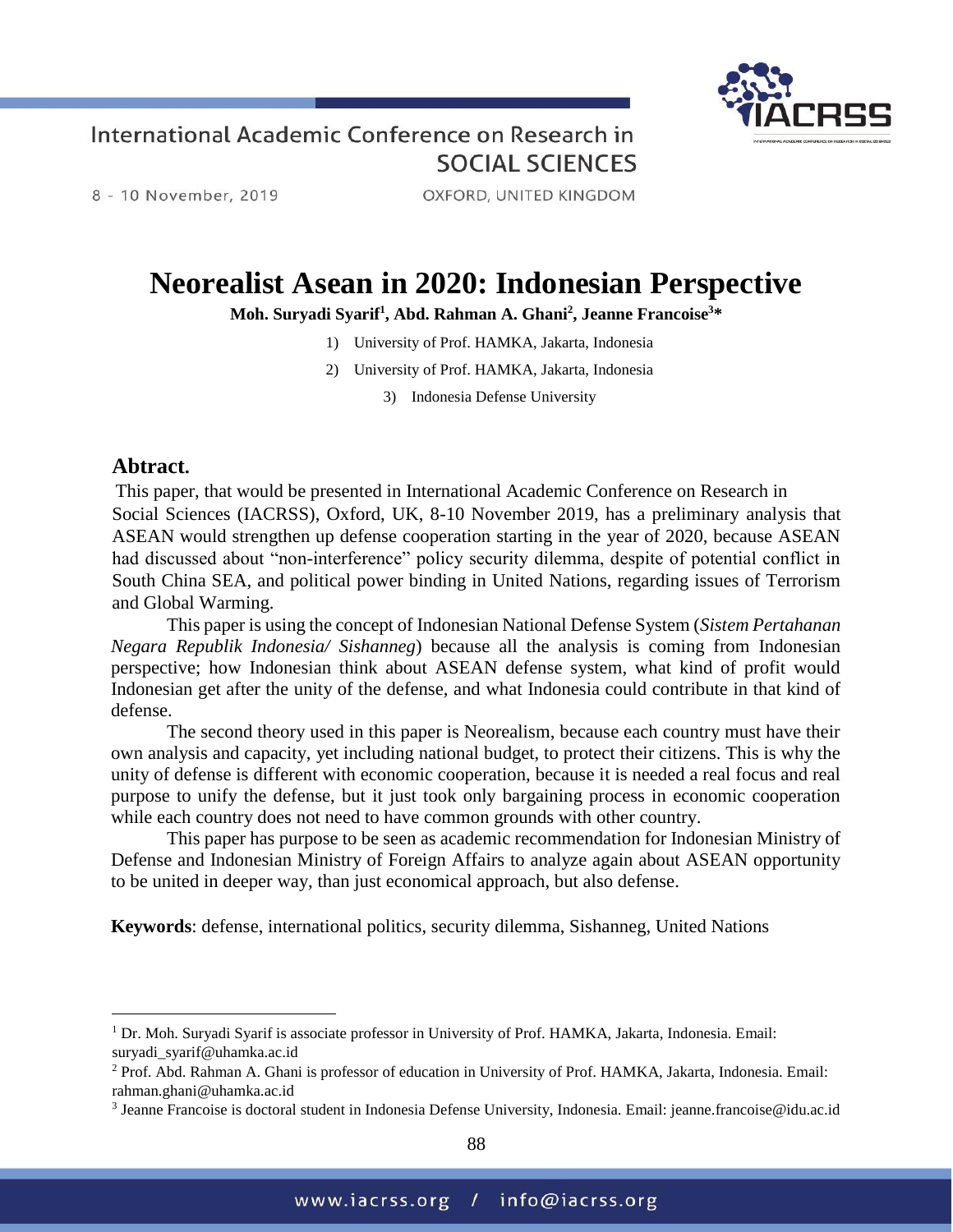# Neorealist Asean in 2020: Indonesian Perspective

**Moh. Suryadi Syarif[1], Abd. Rahman A. Ghani[2], Jeanne Francoise[3]***

1) University of Prof. HAMKA, Jakarta, Indonesia
2) University of Prof. HAMKA, Jakarta, Indonesia
3) Indonesia Defense University

## Abtract.

This paper, that would be presented in International Academic Conference on Research in Social Sciences (IACRSS), Oxford, UK, 8-10 November 2019, has a preliminary analysis that ASEAN would strengthen up defense cooperation starting in the year of 2020, because ASEAN had discussed about "non-interference" policy security dilemma, despite of potential conflict in South China SEA, and political power binding in United Nations, regarding issues of Terrorism and Global Warming.

This paper is using the concept of Indonesian National Defense System (*Sistem Pertahanan Negara Republik Indonesia/ Sishanneg*) because all the analysis is coming from Indonesian perspective; how Indonesian think about ASEAN defense system, what kind of profit would Indonesian get after the unity of the defense, and what Indonesia could contribute in that kind of defense.

The second theory used in this paper is Neorealism, because each country must have their own analysis and capacity, yet including national budget, to protect their citizens. This is why the unity of defense is different with economic cooperation, because it is needed a real focus and real purpose to unify the defense, but it just took only bargaining process in economic cooperation while each country does not need to have common grounds with other country.

This paper has purpose to be seen as academic recommendation for Indonesian Ministry of Defense and Indonesian Ministry of Foreign Affairs to analyze again about ASEAN opportunity to be united in deeper way, than just economical approach, but also defense.

**Keywords**: defense, international politics, security dilemma, Sishanneg, United Nations

---

[1] Dr. Moh. Suryadi Syarif is associate professor in University of Prof. HAMKA, Jakarta, Indonesia. Email: suryadi_syarif@uhamka.ac.id

[2] Prof. Abd. Rahman A. Ghani is professor of education in University of Prof. HAMKA, Jakarta, Indonesia. Email: rahman.ghani@uhamka.ac.id

[3] Jeanne Francoise is doctoral student in Indonesia Defense University, Indonesia. Email: jeanne.francoise@idu.ac.id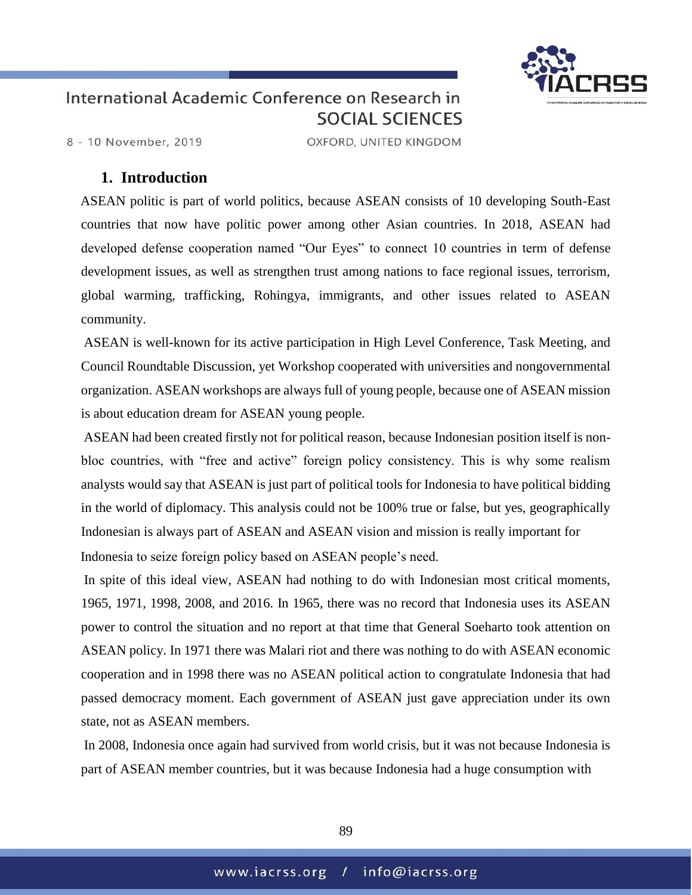## 1. Introduction

ASEAN politic is part of world politics, because ASEAN consists of 10 developing South-East countries that now have politic power among other Asian countries. In 2018, ASEAN had developed defense cooperation named "Our Eyes" to connect 10 countries in term of defense development issues, as well as strengthen trust among nations to face regional issues, terrorism, global warming, trafficking, Rohingya, immigrants, and other issues related to ASEAN community.

ASEAN is well-known for its active participation in High Level Conference, Task Meeting, and Council Roundtable Discussion, yet Workshop cooperated with universities and nongovernmental organization. ASEAN workshops are always full of young people, because one of ASEAN mission is about education dream for ASEAN young people.

ASEAN had been created firstly not for political reason, because Indonesian position itself is non-bloc countries, with "free and active" foreign policy consistency. This is why some realism analysts would say that ASEAN is just part of political tools for Indonesia to have political bidding in the world of diplomacy. This analysis could not be 100% true or false, but yes, geographically Indonesian is always part of ASEAN and ASEAN vision and mission is really important for Indonesia to seize foreign policy based on ASEAN people's need.

In spite of this ideal view, ASEAN had nothing to do with Indonesian most critical moments, 1965, 1971, 1998, 2008, and 2016. In 1965, there was no record that Indonesia uses its ASEAN power to control the situation and no report at that time that General Soeharto took attention on ASEAN policy. In 1971 there was Malari riot and there was nothing to do with ASEAN economic cooperation and in 1998 there was no ASEAN political action to congratulate Indonesia that had passed democracy moment. Each government of ASEAN just gave appreciation under its own state, not as ASEAN members.

In 2008, Indonesia once again had survived from world crisis, but it was not because Indonesia is part of ASEAN member countries, but it was because Indonesia had a huge consumption with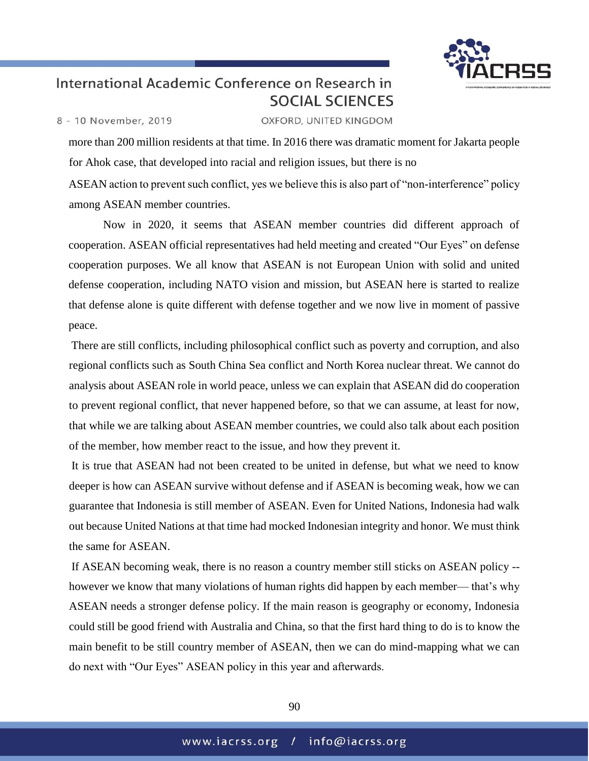more than 200 million residents at that time. In 2016 there was dramatic moment for Jakarta people for Ahok case, that developed into racial and religion issues, but there is no ASEAN action to prevent such conflict, yes we believe this is also part of "non-interference" policy among ASEAN member countries.

Now in 2020, it seems that ASEAN member countries did different approach of cooperation. ASEAN official representatives had held meeting and created "Our Eyes" on defense cooperation purposes. We all know that ASEAN is not European Union with solid and united defense cooperation, including NATO vision and mission, but ASEAN here is started to realize that defense alone is quite different with defense together and we now live in moment of passive peace.

There are still conflicts, including philosophical conflict such as poverty and corruption, and also regional conflicts such as South China Sea conflict and North Korea nuclear threat. We cannot do analysis about ASEAN role in world peace, unless we can explain that ASEAN did do cooperation to prevent regional conflict, that never happened before, so that we can assume, at least for now, that while we are talking about ASEAN member countries, we could also talk about each position of the member, how member react to the issue, and how they prevent it.

It is true that ASEAN had not been created to be united in defense, but what we need to know deeper is how can ASEAN survive without defense and if ASEAN is becoming weak, how we can guarantee that Indonesia is still member of ASEAN. Even for United Nations, Indonesia had walk out because United Nations at that time had mocked Indonesian integrity and honor. We must think the same for ASEAN.

If ASEAN becoming weak, there is no reason a country member still sticks on ASEAN policy -- however we know that many violations of human rights did happen by each member— that's why ASEAN needs a stronger defense policy. If the main reason is geography or economy, Indonesia could still be good friend with Australia and China, so that the first hard thing to do is to know the main benefit to be still country member of ASEAN, then we can do mind-mapping what we can do next with "Our Eyes" ASEAN policy in this year and afterwards.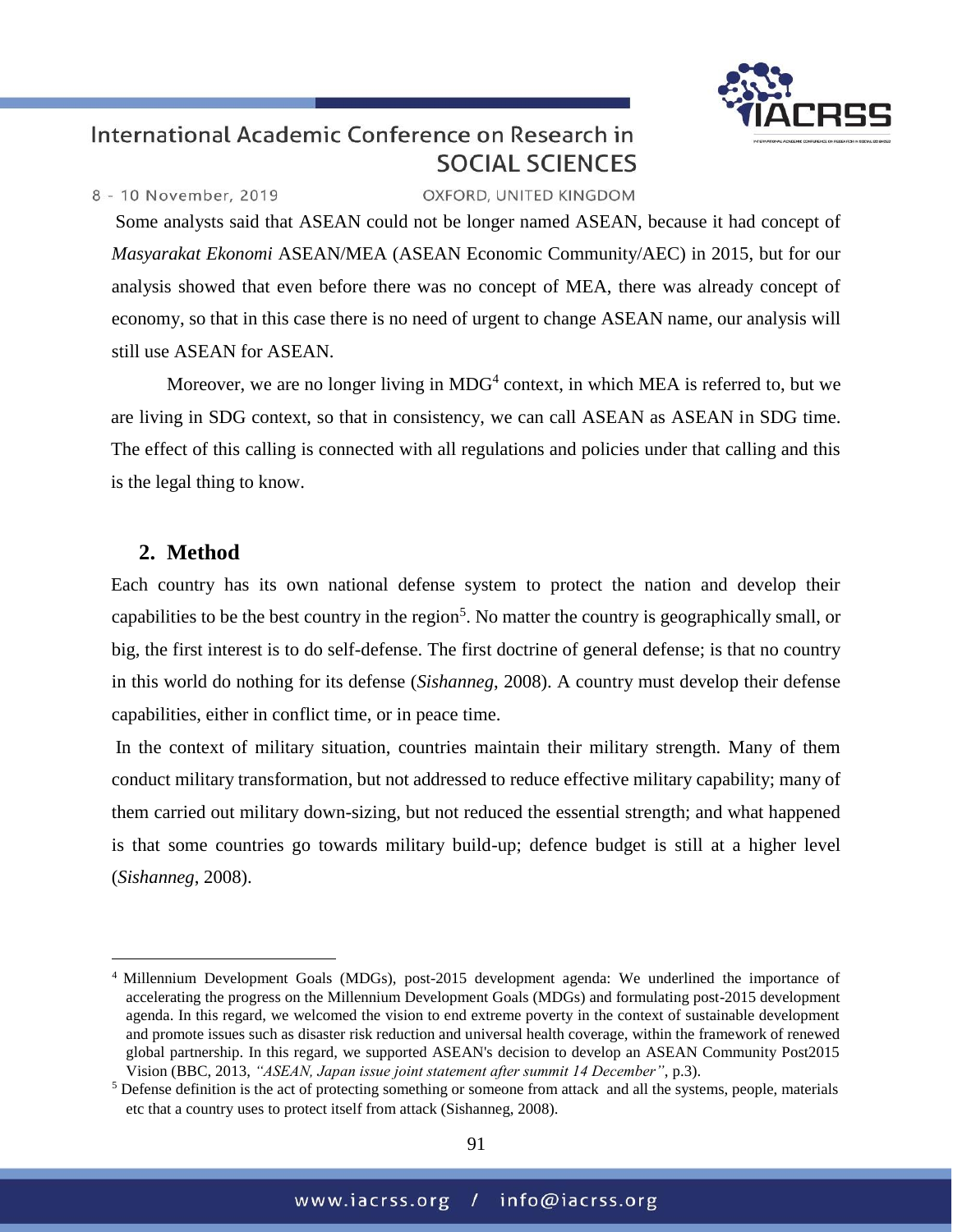Some analysts said that ASEAN could not be longer named ASEAN, because it had concept of *Masyarakat Ekonomi* ASEAN/MEA (ASEAN Economic Community/AEC) in 2015, but for our analysis showed that even before there was no concept of MEA, there was already concept of economy, so that in this case there is no need of urgent to change ASEAN name, our analysis will still use ASEAN for ASEAN.

Moreover, we are no longer living in MDG[4] context, in which MEA is referred to, but we are living in SDG context, so that in consistency, we can call ASEAN as ASEAN in SDG time. The effect of this calling is connected with all regulations and policies under that calling and this is the legal thing to know.

## 2. Method

Each country has its own national defense system to protect the nation and develop their capabilities to be the best country in the region[5]. No matter the country is geographically small, or big, the first interest is to do self-defense. The first doctrine of general defense; is that no country in this world do nothing for its defense (*Sishanneg*, 2008). A country must develop their defense capabilities, either in conflict time, or in peace time.

In the context of military situation, countries maintain their military strength. Many of them conduct military transformation, but not addressed to reduce effective military capability; many of them carried out military down-sizing, but not reduced the essential strength; and what happened is that some countries go towards military build-up; defence budget is still at a higher level (*Sishanneg*, 2008).

---

[4] Millennium Development Goals (MDGs), post-2015 development agenda: We underlined the importance of accelerating the progress on the Millennium Development Goals (MDGs) and formulating post-2015 development agenda. In this regard, we welcomed the vision to end extreme poverty in the context of sustainable development and promote issues such as disaster risk reduction and universal health coverage, within the framework of renewed global partnership. In this regard, we supported ASEAN's decision to develop an ASEAN Community Post2015 Vision (BBC, 2013, *"ASEAN, Japan issue joint statement after summit 14 December"*, p.3).

[5] Defense definition is the act of protecting something or someone from attack and all the systems, people, materials etc that a country uses to protect itself from attack (Sishanneg, 2008).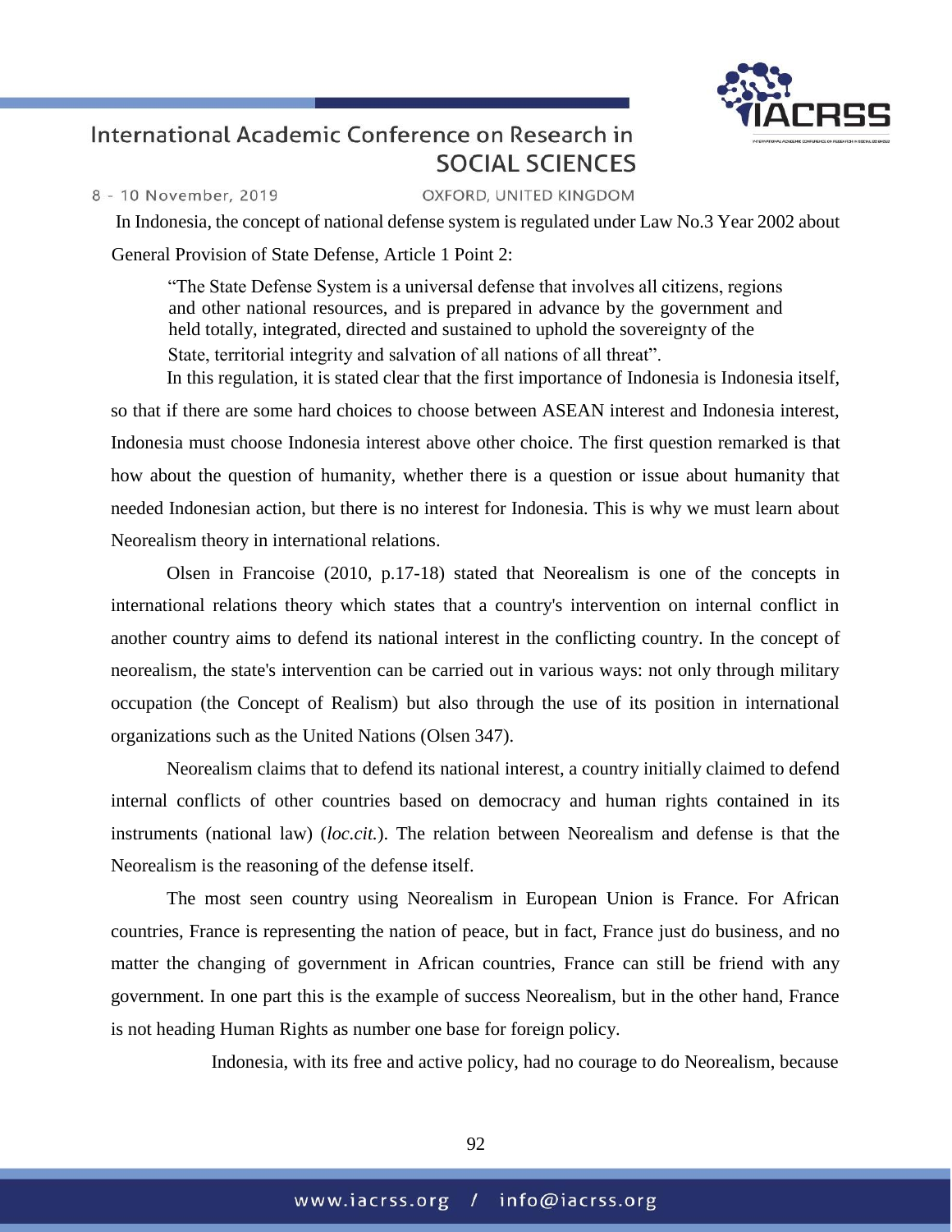In Indonesia, the concept of national defense system is regulated under Law No.3 Year 2002 about General Provision of State Defense, Article 1 Point 2:

> "The State Defense System is a universal defense that involves all citizens, regions and other national resources, and is prepared in advance by the government and held totally, integrated, directed and sustained to uphold the sovereignty of the State, territorial integrity and salvation of all nations of all threat".

In this regulation, it is stated clear that the first importance of Indonesia is Indonesia itself, so that if there are some hard choices to choose between ASEAN interest and Indonesia interest, Indonesia must choose Indonesia interest above other choice. The first question remarked is that how about the question of humanity, whether there is a question or issue about humanity that needed Indonesian action, but there is no interest for Indonesia. This is why we must learn about Neorealism theory in international relations.

Olsen in Francoise (2010, p.17-18) stated that Neorealism is one of the concepts in international relations theory which states that a country's intervention on internal conflict in another country aims to defend its national interest in the conflicting country. In the concept of neorealism, the state's intervention can be carried out in various ways: not only through military occupation (the Concept of Realism) but also through the use of its position in international organizations such as the United Nations (Olsen 347).

Neorealism claims that to defend its national interest, a country initially claimed to defend internal conflicts of other countries based on democracy and human rights contained in its instruments (national law) (*loc.cit.*). The relation between Neorealism and defense is that the Neorealism is the reasoning of the defense itself.

The most seen country using Neorealism in European Union is France. For African countries, France is representing the nation of peace, but in fact, France just do business, and no matter the changing of government in African countries, France can still be friend with any government. In one part this is the example of success Neorealism, but in the other hand, France is not heading Human Rights as number one base for foreign policy.

Indonesia, with its free and active policy, had no courage to do Neorealism, because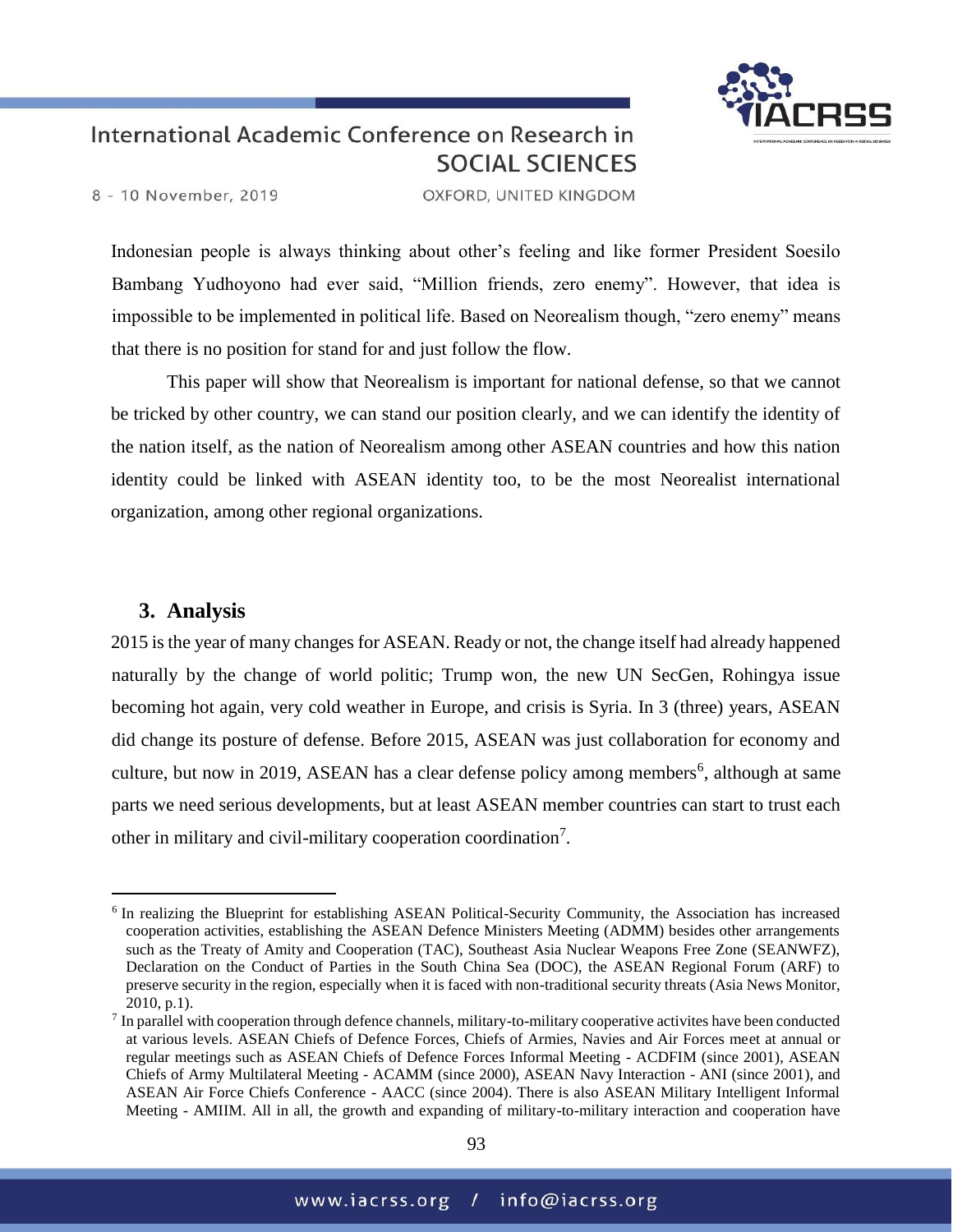Indonesian people is always thinking about other's feeling and like former President Soesilo Bambang Yudhoyono had ever said, "Million friends, zero enemy". However, that idea is impossible to be implemented in political life. Based on Neorealism though, "zero enemy" means that there is no position for stand for and just follow the flow.

This paper will show that Neorealism is important for national defense, so that we cannot be tricked by other country, we can stand our position clearly, and we can identify the identity of the nation itself, as the nation of Neorealism among other ASEAN countries and how this nation identity could be linked with ASEAN identity too, to be the most Neorealist international organization, among other regional organizations.

## 3. Analysis

2015 is the year of many changes for ASEAN. Ready or not, the change itself had already happened naturally by the change of world politic; Trump won, the new UN SecGen, Rohingya issue becoming hot again, very cold weather in Europe, and crisis is Syria. In 3 (three) years, ASEAN did change its posture of defense. Before 2015, ASEAN was just collaboration for economy and culture, but now in 2019, ASEAN has a clear defense policy among members[6], although at same parts we need serious developments, but at least ASEAN member countries can start to trust each other in military and civil-military cooperation coordination[7].

---

[6] In realizing the Blueprint for establishing ASEAN Political-Security Community, the Association has increased cooperation activities, establishing the ASEAN Defence Ministers Meeting (ADMM) besides other arrangements such as the Treaty of Amity and Cooperation (TAC), Southeast Asia Nuclear Weapons Free Zone (SEANWFZ), Declaration on the Conduct of Parties in the South China Sea (DOC), the ASEAN Regional Forum (ARF) to preserve security in the region, especially when it is faced with non-traditional security threats (Asia News Monitor, 2010, p.1).

[7] In parallel with cooperation through defence channels, military-to-military cooperative activites have been conducted at various levels. ASEAN Chiefs of Defence Forces, Chiefs of Armies, Navies and Air Forces meet at annual or regular meetings such as ASEAN Chiefs of Defence Forces Informal Meeting - ACDFIM (since 2001), ASEAN Chiefs of Army Multilateral Meeting - ACAMM (since 2000), ASEAN Navy Interaction - ANI (since 2001), and ASEAN Air Force Chiefs Conference - AACC (since 2004). There is also ASEAN Military Intelligent Informal Meeting - AMIIM. All in all, the growth and expanding of military-to-military interaction and cooperation have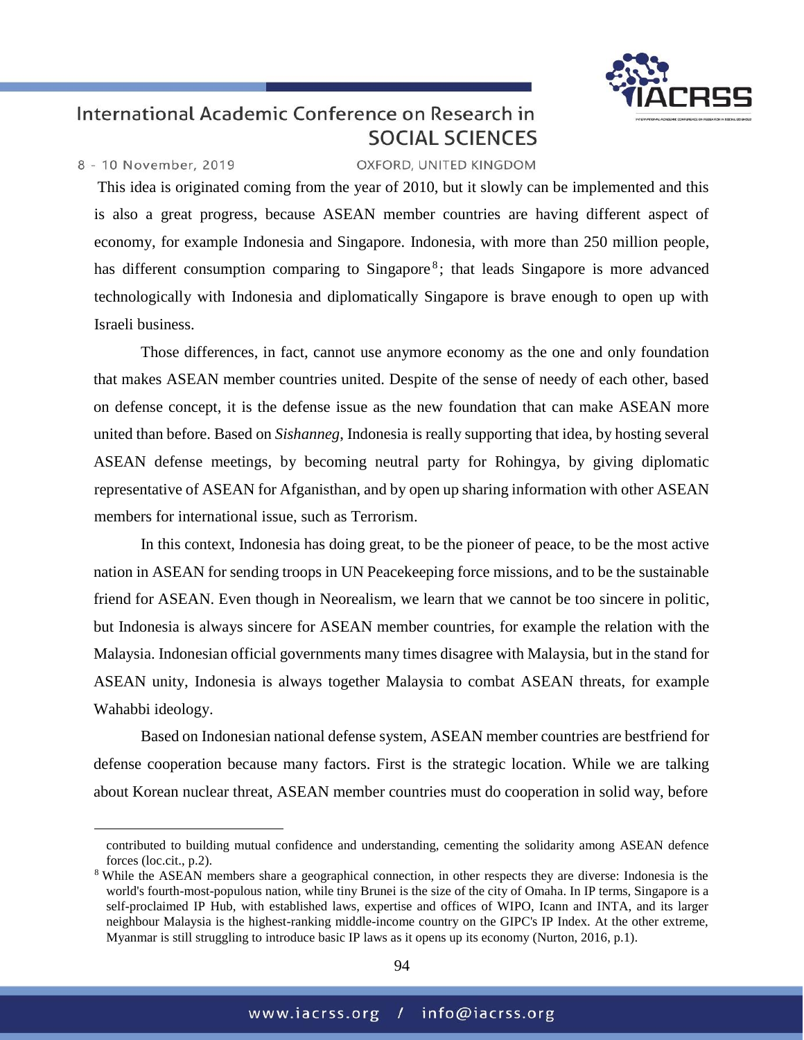This idea is originated coming from the year of 2010, but it slowly can be implemented and this is also a great progress, because ASEAN member countries are having different aspect of economy, for example Indonesia and Singapore. Indonesia, with more than 250 million people, has different consumption comparing to Singapore[8]; that leads Singapore is more advanced technologically with Indonesia and diplomatically Singapore is brave enough to open up with Israeli business.

Those differences, in fact, cannot use anymore economy as the one and only foundation that makes ASEAN member countries united. Despite of the sense of needy of each other, based on defense concept, it is the defense issue as the new foundation that can make ASEAN more united than before. Based on *Sishanneg*, Indonesia is really supporting that idea, by hosting several ASEAN defense meetings, by becoming neutral party for Rohingya, by giving diplomatic representative of ASEAN for Afganisthan, and by open up sharing information with other ASEAN members for international issue, such as Terrorism.

In this context, Indonesia has doing great, to be the pioneer of peace, to be the most active nation in ASEAN for sending troops in UN Peacekeeping force missions, and to be the sustainable friend for ASEAN. Even though in Neorealism, we learn that we cannot be too sincere in politic, but Indonesia is always sincere for ASEAN member countries, for example the relation with the Malaysia. Indonesian official governments many times disagree with Malaysia, but in the stand for ASEAN unity, Indonesia is always together Malaysia to combat ASEAN threats, for example Wahabbi ideology.

Based on Indonesian national defense system, ASEAN member countries are bestfriend for defense cooperation because many factors. First is the strategic location. While we are talking about Korean nuclear threat, ASEAN member countries must do cooperation in solid way, before

---

contributed to building mutual confidence and understanding, cementing the solidarity among ASEAN defence forces (loc.cit., p.2).

[8] While the ASEAN members share a geographical connection, in other respects they are diverse: Indonesia is the world's fourth-most-populous nation, while tiny Brunei is the size of the city of Omaha. In IP terms, Singapore is a self-proclaimed IP Hub, with established laws, expertise and offices of WIPO, Icann and INTA, and its larger neighbour Malaysia is the highest-ranking middle-income country on the GIPC's IP Index. At the other extreme, Myanmar is still struggling to introduce basic IP laws as it opens up its economy (Nurton, 2016, p.1).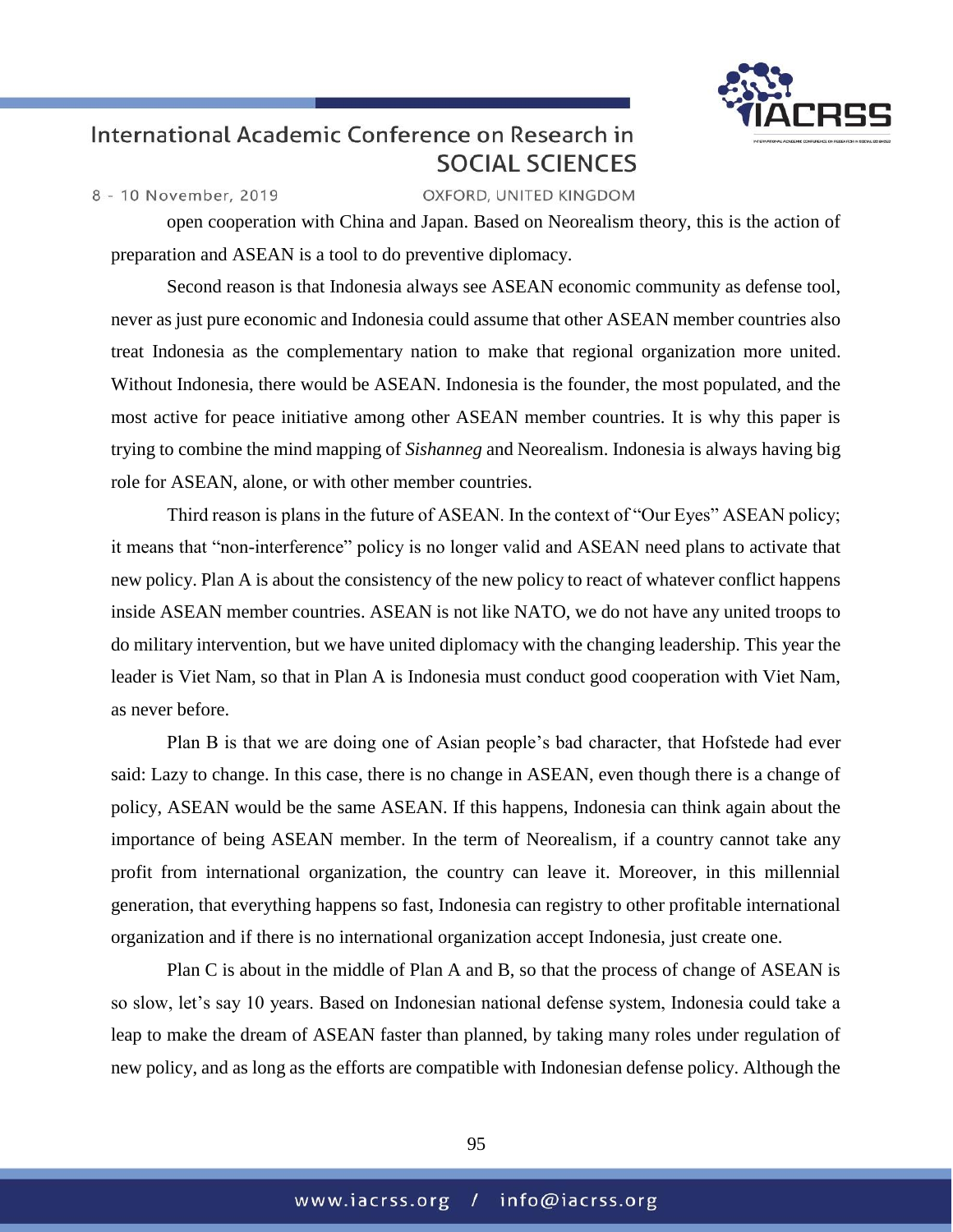open cooperation with China and Japan. Based on Neorealism theory, this is the action of preparation and ASEAN is a tool to do preventive diplomacy.

Second reason is that Indonesia always see ASEAN economic community as defense tool, never as just pure economic and Indonesia could assume that other ASEAN member countries also treat Indonesia as the complementary nation to make that regional organization more united. Without Indonesia, there would be ASEAN. Indonesia is the founder, the most populated, and the most active for peace initiative among other ASEAN member countries. It is why this paper is trying to combine the mind mapping of *Sishanneg* and Neorealism. Indonesia is always having big role for ASEAN, alone, or with other member countries.

Third reason is plans in the future of ASEAN. In the context of "Our Eyes" ASEAN policy; it means that "non-interference" policy is no longer valid and ASEAN need plans to activate that new policy. Plan A is about the consistency of the new policy to react of whatever conflict happens inside ASEAN member countries. ASEAN is not like NATO, we do not have any united troops to do military intervention, but we have united diplomacy with the changing leadership. This year the leader is Viet Nam, so that in Plan A is Indonesia must conduct good cooperation with Viet Nam, as never before.

Plan B is that we are doing one of Asian people's bad character, that Hofstede had ever said: Lazy to change. In this case, there is no change in ASEAN, even though there is a change of policy, ASEAN would be the same ASEAN. If this happens, Indonesia can think again about the importance of being ASEAN member. In the term of Neorealism, if a country cannot take any profit from international organization, the country can leave it. Moreover, in this millennial generation, that everything happens so fast, Indonesia can registry to other profitable international organization and if there is no international organization accept Indonesia, just create one.

Plan C is about in the middle of Plan A and B, so that the process of change of ASEAN is so slow, let's say 10 years. Based on Indonesian national defense system, Indonesia could take a leap to make the dream of ASEAN faster than planned, by taking many roles under regulation of new policy, and as long as the efforts are compatible with Indonesian defense policy. Although the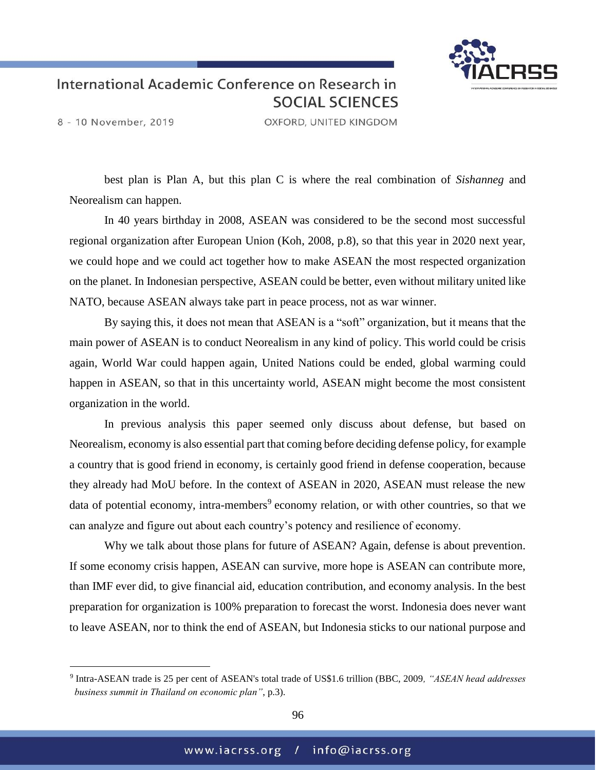best plan is Plan A, but this plan C is where the real combination of *Sishanneg* and Neorealism can happen.

In 40 years birthday in 2008, ASEAN was considered to be the second most successful regional organization after European Union (Koh, 2008, p.8), so that this year in 2020 next year, we could hope and we could act together how to make ASEAN the most respected organization on the planet. In Indonesian perspective, ASEAN could be better, even without military united like NATO, because ASEAN always take part in peace process, not as war winner.

By saying this, it does not mean that ASEAN is a "soft" organization, but it means that the main power of ASEAN is to conduct Neorealism in any kind of policy. This world could be crisis again, World War could happen again, United Nations could be ended, global warming could happen in ASEAN, so that in this uncertainty world, ASEAN might become the most consistent organization in the world.

In previous analysis this paper seemed only discuss about defense, but based on Neorealism, economy is also essential part that coming before deciding defense policy, for example a country that is good friend in economy, is certainly good friend in defense cooperation, because they already had MoU before. In the context of ASEAN in 2020, ASEAN must release the new data of potential economy, intra-members[9] economy relation, or with other countries, so that we can analyze and figure out about each country's potency and resilience of economy.

Why we talk about those plans for future of ASEAN? Again, defense is about prevention. If some economy crisis happen, ASEAN can survive, more hope is ASEAN can contribute more, than IMF ever did, to give financial aid, education contribution, and economy analysis. In the best preparation for organization is 100% preparation to forecast the worst. Indonesia does never want to leave ASEAN, nor to think the end of ASEAN, but Indonesia sticks to our national purpose and

---

[9] Intra-ASEAN trade is 25 per cent of ASEAN's total trade of US$1.6 trillion (BBC, 2009, *"ASEAN head addresses business summit in Thailand on economic plan"*, p.3).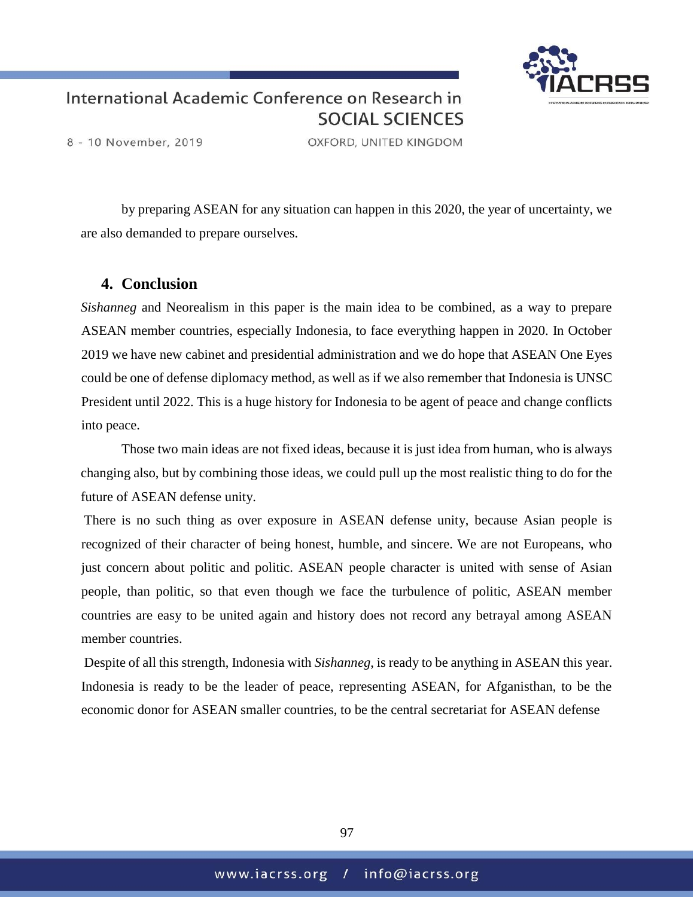by preparing ASEAN for any situation can happen in this 2020, the year of uncertainty, we are also demanded to prepare ourselves.

## 4. Conclusion

*Sishanneg* and Neorealism in this paper is the main idea to be combined, as a way to prepare ASEAN member countries, especially Indonesia, to face everything happen in 2020. In October 2019 we have new cabinet and presidential administration and we do hope that ASEAN One Eyes could be one of defense diplomacy method, as well as if we also remember that Indonesia is UNSC President until 2022. This is a huge history for Indonesia to be agent of peace and change conflicts into peace.

Those two main ideas are not fixed ideas, because it is just idea from human, who is always changing also, but by combining those ideas, we could pull up the most realistic thing to do for the future of ASEAN defense unity.

There is no such thing as over exposure in ASEAN defense unity, because Asian people is recognized of their character of being honest, humble, and sincere. We are not Europeans, who just concern about politic and politic. ASEAN people character is united with sense of Asian people, than politic, so that even though we face the turbulence of politic, ASEAN member countries are easy to be united again and history does not record any betrayal among ASEAN member countries.

Despite of all this strength, Indonesia with *Sishanneg*, is ready to be anything in ASEAN this year. Indonesia is ready to be the leader of peace, representing ASEAN, for Afganisthan, to be the economic donor for ASEAN smaller countries, to be the central secretariat for ASEAN defense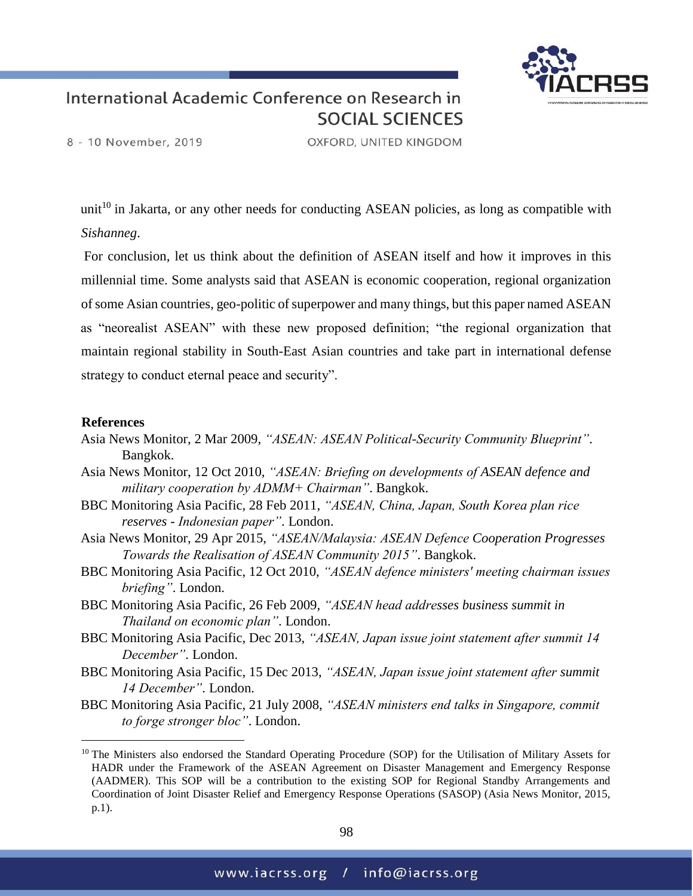unit[10] in Jakarta, or any other needs for conducting ASEAN policies, as long as compatible with *Sishanneg*.

For conclusion, let us think about the definition of ASEAN itself and how it improves in this millennial time. Some analysts said that ASEAN is economic cooperation, regional organization of some Asian countries, geo-politic of superpower and many things, but this paper named ASEAN as "neorealist ASEAN" with these new proposed definition; "the regional organization that maintain regional stability in South-East Asian countries and take part in international defense strategy to conduct eternal peace and security".

**References**

Asia News Monitor, 2 Mar 2009, *"ASEAN: ASEAN Political-Security Community Blueprint"*. Bangkok.

Asia News Monitor, 12 Oct 2010, *"ASEAN: Briefing on developments of ASEAN defence and military cooperation by ADMM+ Chairman"*. Bangkok.

BBC Monitoring Asia Pacific, 28 Feb 2011, *"ASEAN, China, Japan, South Korea plan rice reserves - Indonesian paper"*. London.

Asia News Monitor, 29 Apr 2015, *"ASEAN/Malaysia: ASEAN Defence Cooperation Progresses Towards the Realisation of ASEAN Community 2015"*. Bangkok.

BBC Monitoring Asia Pacific, 12 Oct 2010, *"ASEAN defence ministers' meeting chairman issues briefing"*. London.

BBC Monitoring Asia Pacific, 26 Feb 2009, *"ASEAN head addresses business summit in Thailand on economic plan"*. London.

BBC Monitoring Asia Pacific, Dec 2013, *"ASEAN, Japan issue joint statement after summit 14 December"*. London.

BBC Monitoring Asia Pacific, 15 Dec 2013, *"ASEAN, Japan issue joint statement after summit 14 December"*. London.

BBC Monitoring Asia Pacific, 21 July 2008, *"ASEAN ministers end talks in Singapore, commit to forge stronger bloc"*. London.

---

[10] The Ministers also endorsed the Standard Operating Procedure (SOP) for the Utilisation of Military Assets for HADR under the Framework of the ASEAN Agreement on Disaster Management and Emergency Response (AADMER). This SOP will be a contribution to the existing SOP for Regional Standby Arrangements and Coordination of Joint Disaster Relief and Emergency Response Operations (SASOP) (Asia News Monitor, 2015, p.1).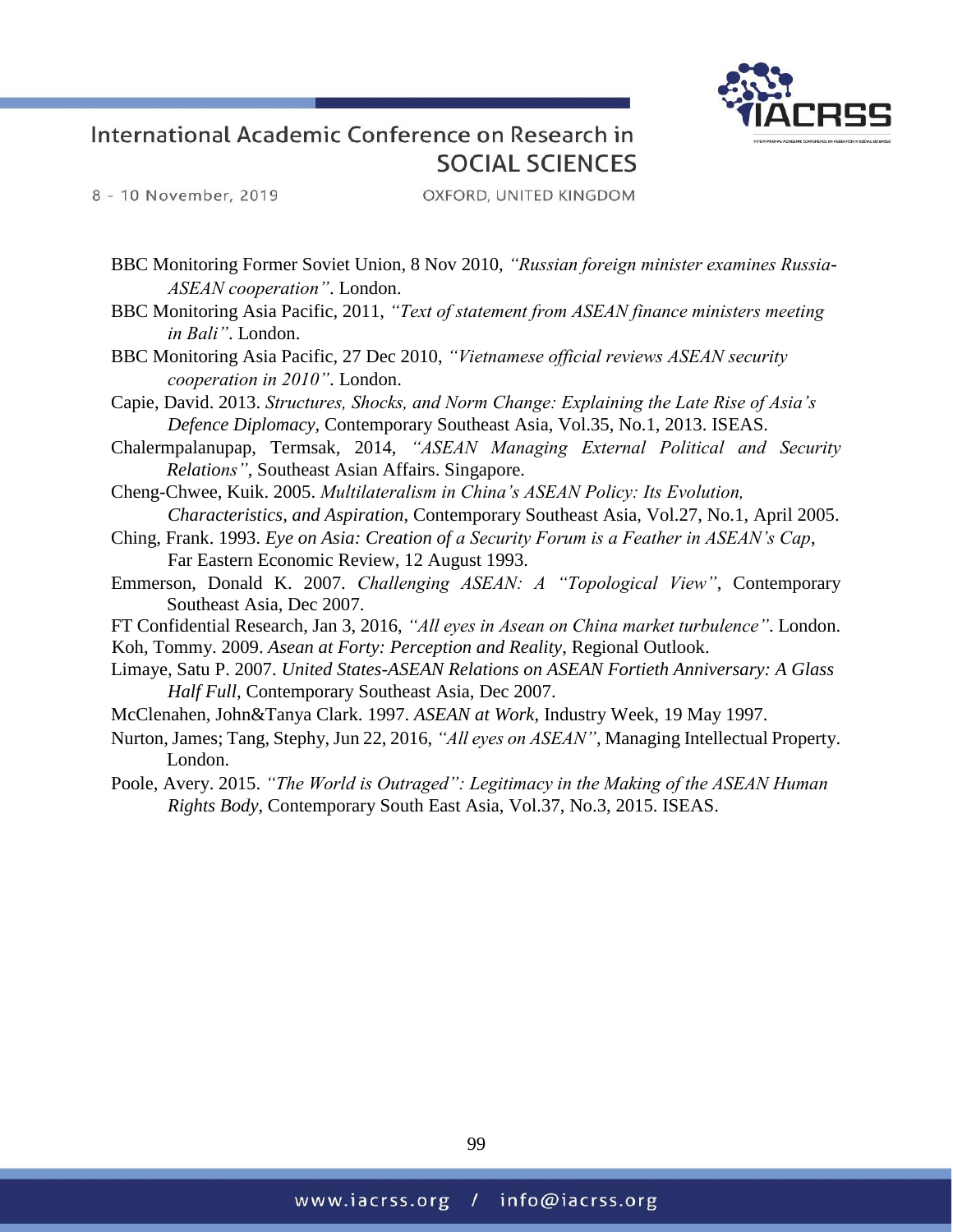BBC Monitoring Former Soviet Union, 8 Nov 2010, *"Russian foreign minister examines Russia-ASEAN cooperation"*. London.

BBC Monitoring Asia Pacific, 2011, *"Text of statement from ASEAN finance ministers meeting in Bali"*. London.

BBC Monitoring Asia Pacific, 27 Dec 2010, *"Vietnamese official reviews ASEAN security cooperation in 2010"*. London.

Capie, David. 2013. *Structures, Shocks, and Norm Change: Explaining the Late Rise of Asia's Defence Diplomacy*, Contemporary Southeast Asia, Vol.35, No.1, 2013. ISEAS.

Chalermpalanupap, Termsak, 2014, *"ASEAN Managing External Political and Security Relations"*, Southeast Asian Affairs. Singapore.

Cheng-Chwee, Kuik. 2005. *Multilateralism in China's ASEAN Policy: Its Evolution, Characteristics, and Aspiration*, Contemporary Southeast Asia, Vol.27, No.1, April 2005.

Ching, Frank. 1993. *Eye on Asia: Creation of a Security Forum is a Feather in ASEAN's Cap*, Far Eastern Economic Review, 12 August 1993.

Emmerson, Donald K. 2007. *Challenging ASEAN: A "Topological View"*, Contemporary Southeast Asia, Dec 2007.

FT Confidential Research, Jan 3, 2016, *"All eyes in Asean on China market turbulence"*. London.

Koh, Tommy. 2009. *Asean at Forty: Perception and Reality*, Regional Outlook.

Limaye, Satu P. 2007. *United States-ASEAN Relations on ASEAN Fortieth Anniversary: A Glass Half Full*, Contemporary Southeast Asia, Dec 2007.

McClenahen, John&Tanya Clark. 1997. *ASEAN at Work*, Industry Week, 19 May 1997.

Nurton, James; Tang, Stephy, Jun 22, 2016, *"All eyes on ASEAN"*, Managing Intellectual Property. London.

Poole, Avery. 2015. *"The World is Outraged": Legitimacy in the Making of the ASEAN Human Rights Body*, Contemporary South East Asia, Vol.37, No.3, 2015. ISEAS.